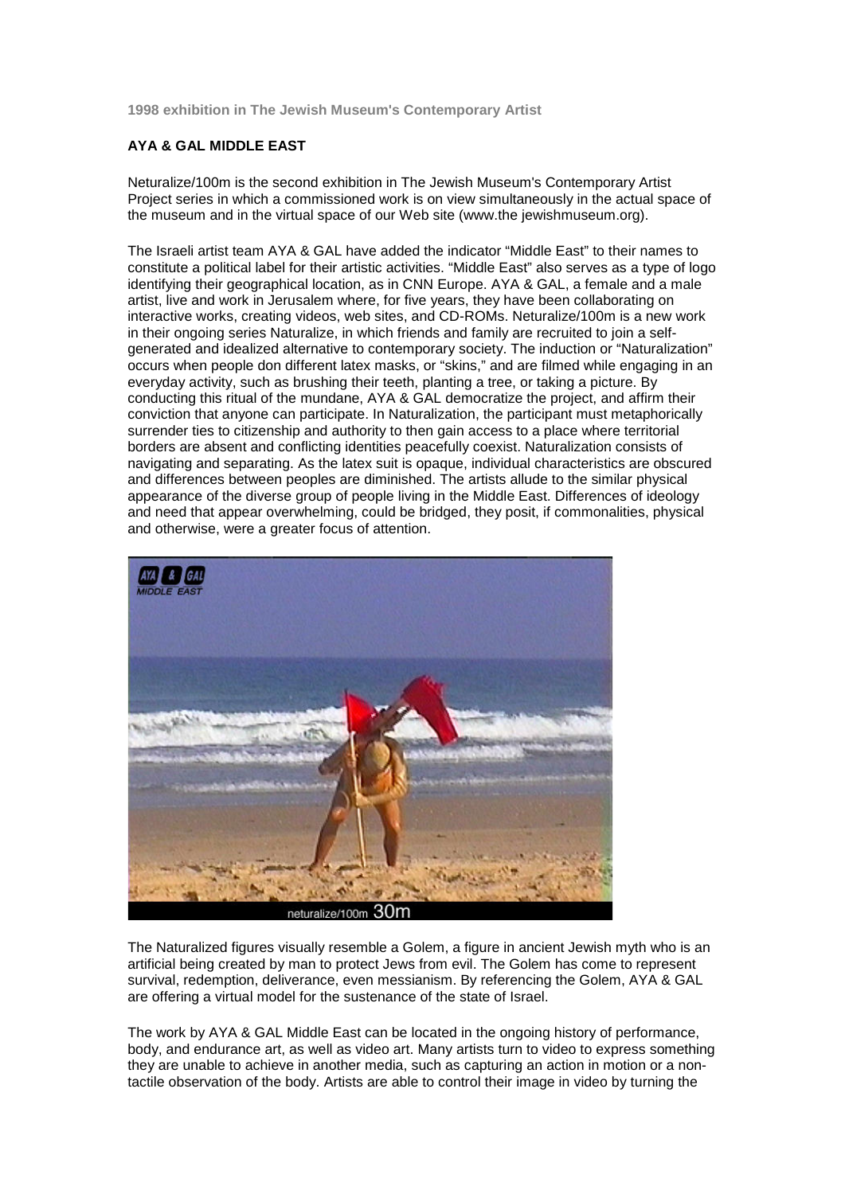**1998 exhibition in The Jewish Museum's Contemporary Artist**

**AYA & GAL MIDDLE EAST**

Neturalize/100m is the second exhibition in The Jewish Museum's Contemporary Artist Project series in which a commissioned work is on view simultaneously in the actual space of the museum and in the virtual space of our Web site (www.the jewishmuseum.org).

The Israeli artist team AYA & GAL have added the indicator "Middle East" to their names to constitute a political label for their artistic activities. "Middle East" also serves as a type of logo identifying their geographical location, as in CNN Europe. AYA & GAL, a female and a male artist, live and work in Jerusalem where, for five years, they have been collaborating on interactive works, creating videos, web sites, and CD-ROMs. Neturalize/100m is a new work in their ongoing series Naturalize, in which friends and family are recruited to join a self-generated and idealized alternative to contemporary society. The induction or "Naturalization" occurs when people don different latex masks, or "skins," and are filmed while engaging in an everyday activity, such as brushing their teeth, planting a tree, or taking a picture. By conducting this ritual of the mundane, AYA & GAL democratize the project, and affirm their conviction that anyone can participate. In Naturalization, the participant must metaphorically surrender ties to citizenship and authority to then gain access to a place where territorial borders are absent and conflicting identities peacefully coexist. Naturalization consists of navigating and separating. As the latex suit is opaque, individual characteristics are obscured and differences between peoples are diminished. The artists allude to the similar physical appearance of the diverse group of people living in the Middle East. Differences of ideology and need that appear overwhelming, could be bridged, they posit, if commonalities, physical and otherwise, were a greater focus of attention.

neturalize/100m 30m

The Naturalized figures visually resemble a Golem, a figure in ancient Jewish myth who is an artificial being created by man to protect Jews from evil. The Golem has come to represent survival, redemption, deliverance, even messianism. By referencing the Golem, AYA & GAL are offering a virtual model for the sustenance of the state of Israel.

The work by AYA & GAL Middle East can be located in the ongoing history of performance, body, and endurance art, as well as video art. Many artists turn to video to express something they are unable to achieve in another media, such as capturing an action in motion or a non-tactile observation of the body. Artists are able to control their image in video by turning the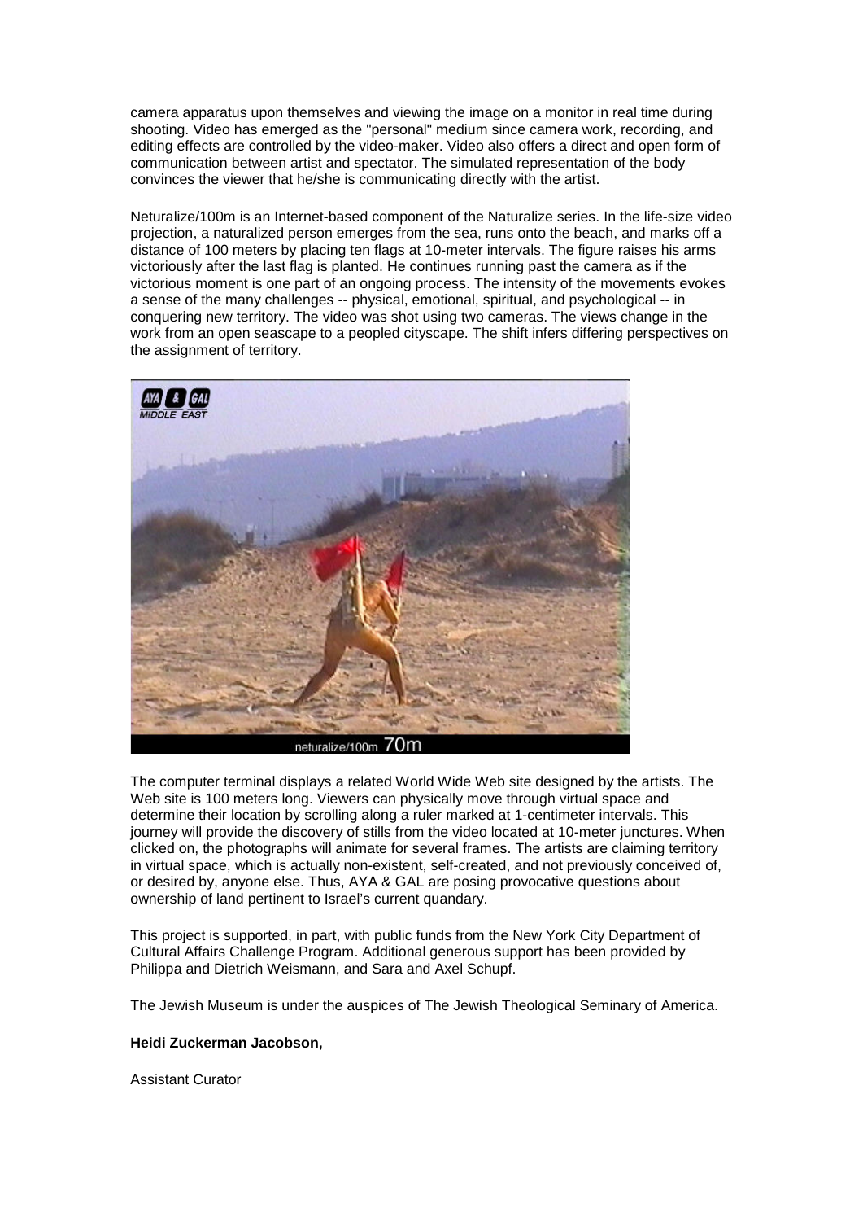camera apparatus upon themselves and viewing the image on a monitor in real time during shooting. Video has emerged as the "personal" medium since camera work, recording, and editing effects are controlled by the video-maker. Video also offers a direct and open form of communication between artist and spectator. The simulated representation of the body convinces the viewer that he/she is communicating directly with the artist.

Neturalize/100m is an Internet-based component of the Naturalize series. In the life-size video projection, a naturalized person emerges from the sea, runs onto the beach, and marks off a distance of 100 meters by placing ten flags at 10-meter intervals. The figure raises his arms victoriously after the last flag is planted. He continues running past the camera as if the victorious moment is one part of an ongoing process. The intensity of the movements evokes a sense of the many challenges -- physical, emotional, spiritual, and psychological -- in conquering new territory. The video was shot using two cameras. The views change in the work from an open seascape to a peopled cityscape. The shift infers differing perspectives on the assignment of territory.

neturalize/100m 70m

The computer terminal displays a related World Wide Web site designed by the artists. The Web site is 100 meters long. Viewers can physically move through virtual space and determine their location by scrolling along a ruler marked at 1-centimeter intervals. This journey will provide the discovery of stills from the video located at 10-meter junctures. When clicked on, the photographs will animate for several frames. The artists are claiming territory in virtual space, which is actually non-existent, self-created, and not previously conceived of, or desired by, anyone else. Thus, AYA & GAL are posing provocative questions about ownership of land pertinent to Israel's current quandary.

This project is supported, in part, with public funds from the New York City Department of Cultural Affairs Challenge Program. Additional generous support has been provided by Philippa and Dietrich Weismann, and Sara and Axel Schupf.

The Jewish Museum is under the auspices of The Jewish Theological Seminary of America.

**Heidi Zuckerman Jacobson,**

Assistant Curator